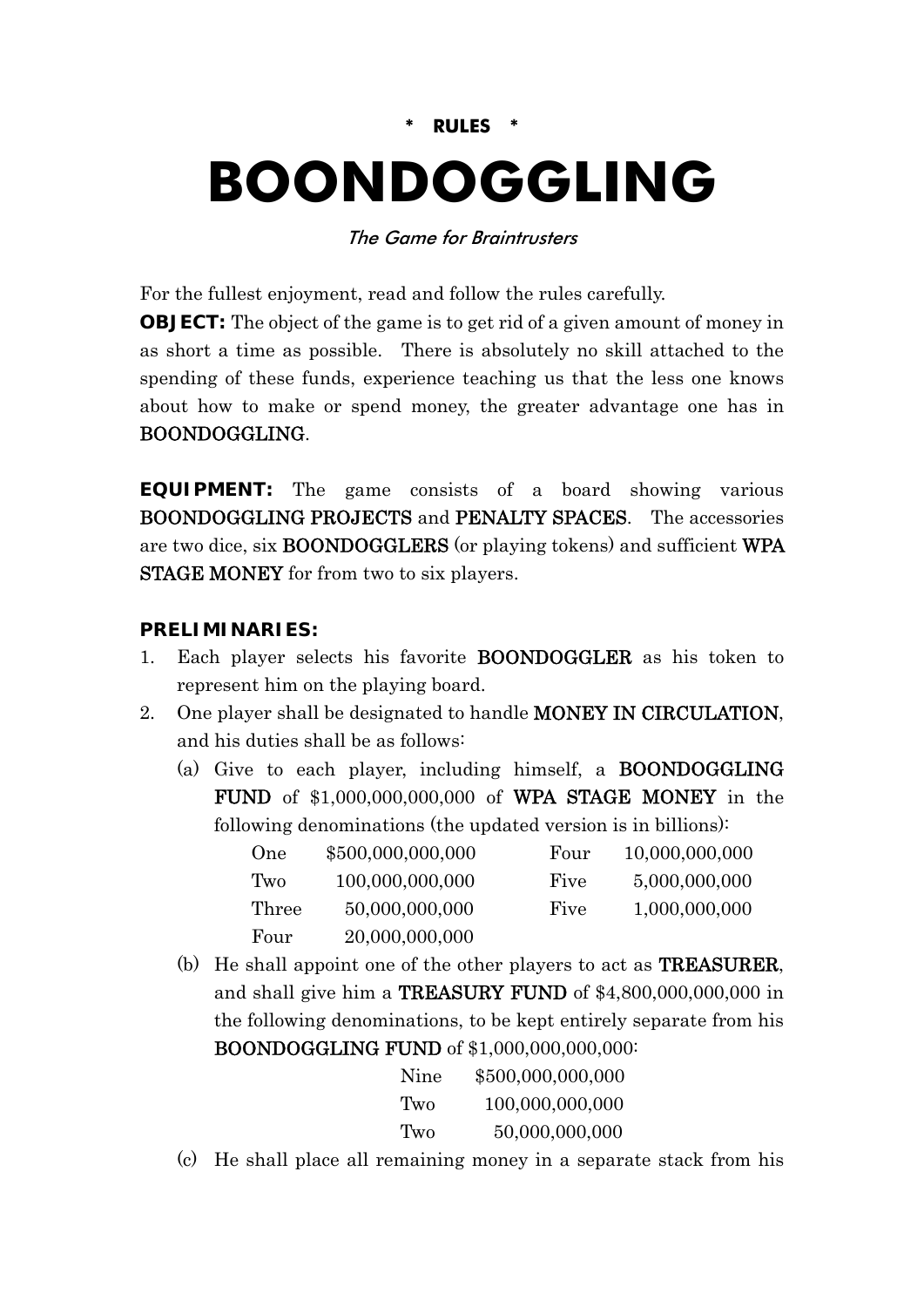**\* RULES \***

# BOONDOGGLING

*The Game for Braintrusters*

For the fullest enjoyment, read and follow the rules carefully.

**OBJECT:** The object of the game is to get rid of a given amount of money in as short a time as possible. There is absolutely no skill attached to the spending of these funds, experience teaching us that the less one knows about how to make or spend money, the greater advantage one has in BOONDOGGLING.

**EQUIPMENT:** The game consists of a board showing various BOONDOGGLING PROJECTS and PENALTY SPACES. The accessories are two dice, six BOONDOGGLERS (or playing tokens) and sufficient WPA STAGE MONEY for from two to six players.

**PRELIMINARIES:**

1. Each player selects his favorite BOONDOGGLER as his token to represent him on the playing board.
2. One player shall be designated to handle MONEY IN CIRCULATION, and his duties shall be as follows:
   (a) Give to each player, including himself, a BOONDOGGLING FUND of $1,000,000,000,000 of WPA STAGE MONEY in the following denominations (the updated version is in billions):

   | | | | |
   |---|---|---|---|
   | One | $500,000,000,000 | Four | 10,000,000,000 |
   | Two | 100,000,000,000 | Five | 5,000,000,000 |
   | Three | 50,000,000,000 | Five | 1,000,000,000 |
   | Four | 20,000,000,000 | | |

   (b) He shall appoint one of the other players to act as TREASURER, and shall give him a TREASURY FUND of $4,800,000,000,000 in the following denominations, to be kept entirely separate from his BOONDOGGLING FUND of $1,000,000,000,000:

   | | |
   |---|---|
   | Nine | $500,000,000,000 |
   | Two | 100,000,000,000 |
   | Two | 50,000,000,000 |

   (c) He shall place all remaining money in a separate stack from his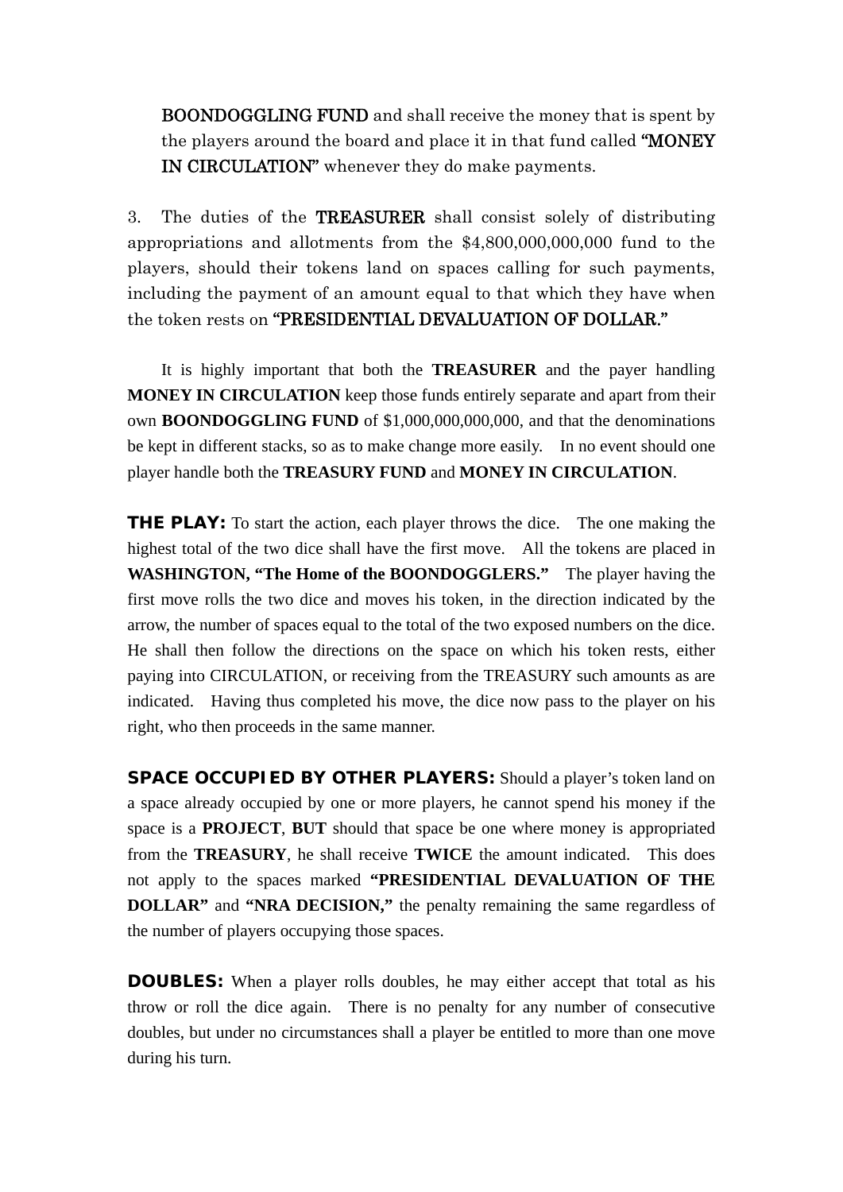BOONDOGGLING FUND and shall receive the money that is spent by the players around the board and place it in that fund called "MONEY IN CIRCULATION" whenever they do make payments.

3. The duties of the TREASURER shall consist solely of distributing appropriations and allotments from the $4,800,000,000,000 fund to the players, should their tokens land on spaces calling for such payments, including the payment of an amount equal to that which they have when the token rests on "PRESIDENTIAL DEVALUATION OF DOLLAR."

It is highly important that both the **TREASURER** and the payer handling **MONEY IN CIRCULATION** keep those funds entirely separate and apart from their own **BOONDOGGLING FUND** of $1,000,000,000,000, and that the denominations be kept in different stacks, so as to make change more easily. In no event should one player handle both the **TREASURY FUND** and **MONEY IN CIRCULATION**.

**THE PLAY:** To start the action, each player throws the dice. The one making the highest total of the two dice shall have the first move. All the tokens are placed in **WASHINGTON, "The Home of the BOONDOGGLERS."** The player having the first move rolls the two dice and moves his token, in the direction indicated by the arrow, the number of spaces equal to the total of the two exposed numbers on the dice. He shall then follow the directions on the space on which his token rests, either paying into CIRCULATION, or receiving from the TREASURY such amounts as are indicated. Having thus completed his move, the dice now pass to the player on his right, who then proceeds in the same manner.

**SPACE OCCUPIED BY OTHER PLAYERS:** Should a player's token land on a space already occupied by one or more players, he cannot spend his money if the space is a **PROJECT**, **BUT** should that space be one where money is appropriated from the **TREASURY**, he shall receive **TWICE** the amount indicated. This does not apply to the spaces marked **"PRESIDENTIAL DEVALUATION OF THE DOLLAR"** and **"NRA DECISION,"** the penalty remaining the same regardless of the number of players occupying those spaces.

**DOUBLES:** When a player rolls doubles, he may either accept that total as his throw or roll the dice again. There is no penalty for any number of consecutive doubles, but under no circumstances shall a player be entitled to more than one move during his turn.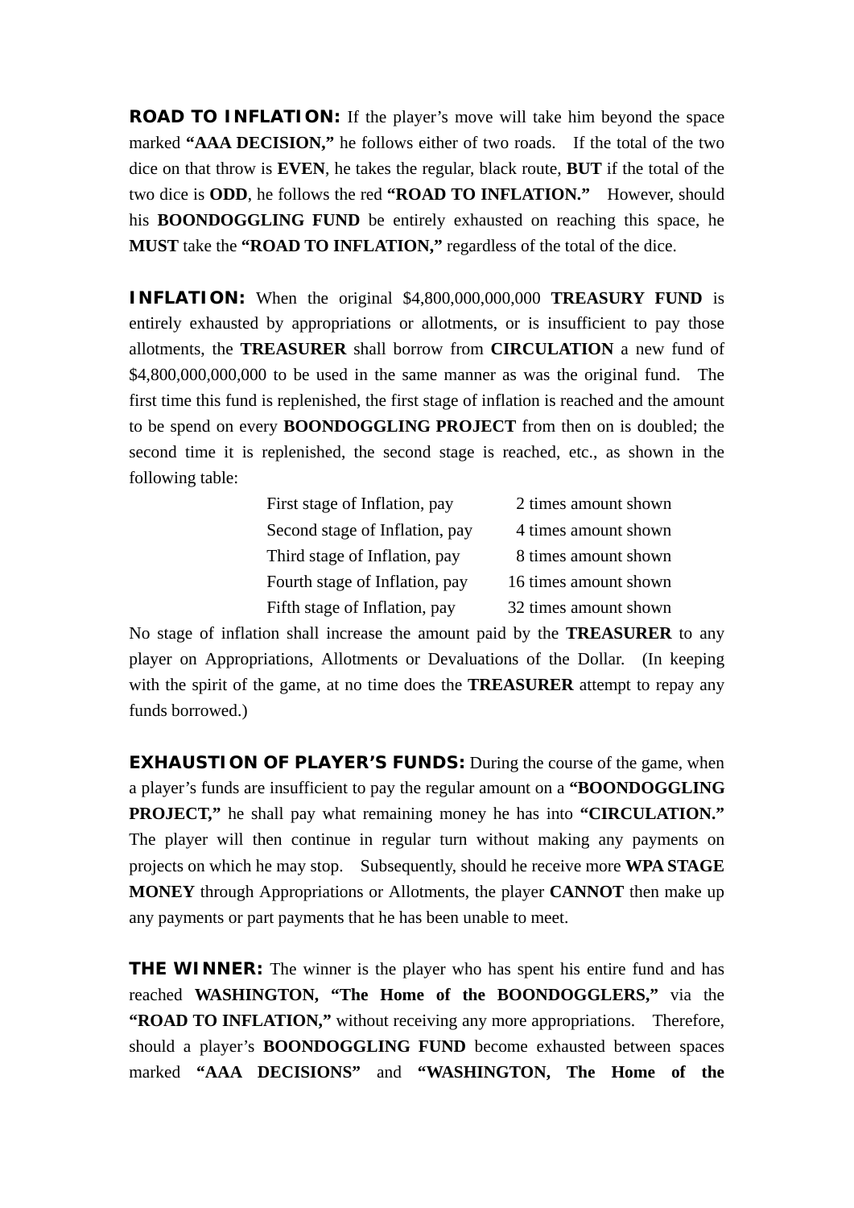**ROAD TO INFLATION:** If the player's move will take him beyond the space marked **"AAA DECISION,"** he follows either of two roads. If the total of the two dice on that throw is **EVEN**, he takes the regular, black route, **BUT** if the total of the two dice is **ODD**, he follows the red **"ROAD TO INFLATION."** However, should his **BOONDOGGLING FUND** be entirely exhausted on reaching this space, he **MUST** take the **"ROAD TO INFLATION,"** regardless of the total of the dice.

**INFLATION:** When the original $4,800,000,000,000 **TREASURY FUND** is entirely exhausted by appropriations or allotments, or is insufficient to pay those allotments, the **TREASURER** shall borrow from **CIRCULATION** a new fund of $4,800,000,000,000 to be used in the same manner as was the original fund. The first time this fund is replenished, the first stage of inflation is reached and the amount to be spend on every **BOONDOGGLING PROJECT** from then on is doubled; the second time it is replenished, the second stage is reached, etc., as shown in the following table:

| | |
|---|---|
| First stage of Inflation, pay | 2 times amount shown |
| Second stage of Inflation, pay | 4 times amount shown |
| Third stage of Inflation, pay | 8 times amount shown |
| Fourth stage of Inflation, pay | 16 times amount shown |
| Fifth stage of Inflation, pay | 32 times amount shown |

No stage of inflation shall increase the amount paid by the **TREASURER** to any player on Appropriations, Allotments or Devaluations of the Dollar. (In keeping with the spirit of the game, at no time does the **TREASURER** attempt to repay any funds borrowed.)

**EXHAUSTION OF PLAYER'S FUNDS:** During the course of the game, when a player's funds are insufficient to pay the regular amount on a **"BOONDOGGLING PROJECT,"** he shall pay what remaining money he has into **"CIRCULATION."** The player will then continue in regular turn without making any payments on projects on which he may stop. Subsequently, should he receive more **WPA STAGE MONEY** through Appropriations or Allotments, the player **CANNOT** then make up any payments or part payments that he has been unable to meet.

**THE WINNER:** The winner is the player who has spent his entire fund and has reached **WASHINGTON, "The Home of the BOONDOGGLERS,"** via the **"ROAD TO INFLATION,"** without receiving any more appropriations. Therefore, should a player's **BOONDOGGLING FUND** become exhausted between spaces marked **"AAA DECISIONS"** and **"WASHINGTON, The Home of the**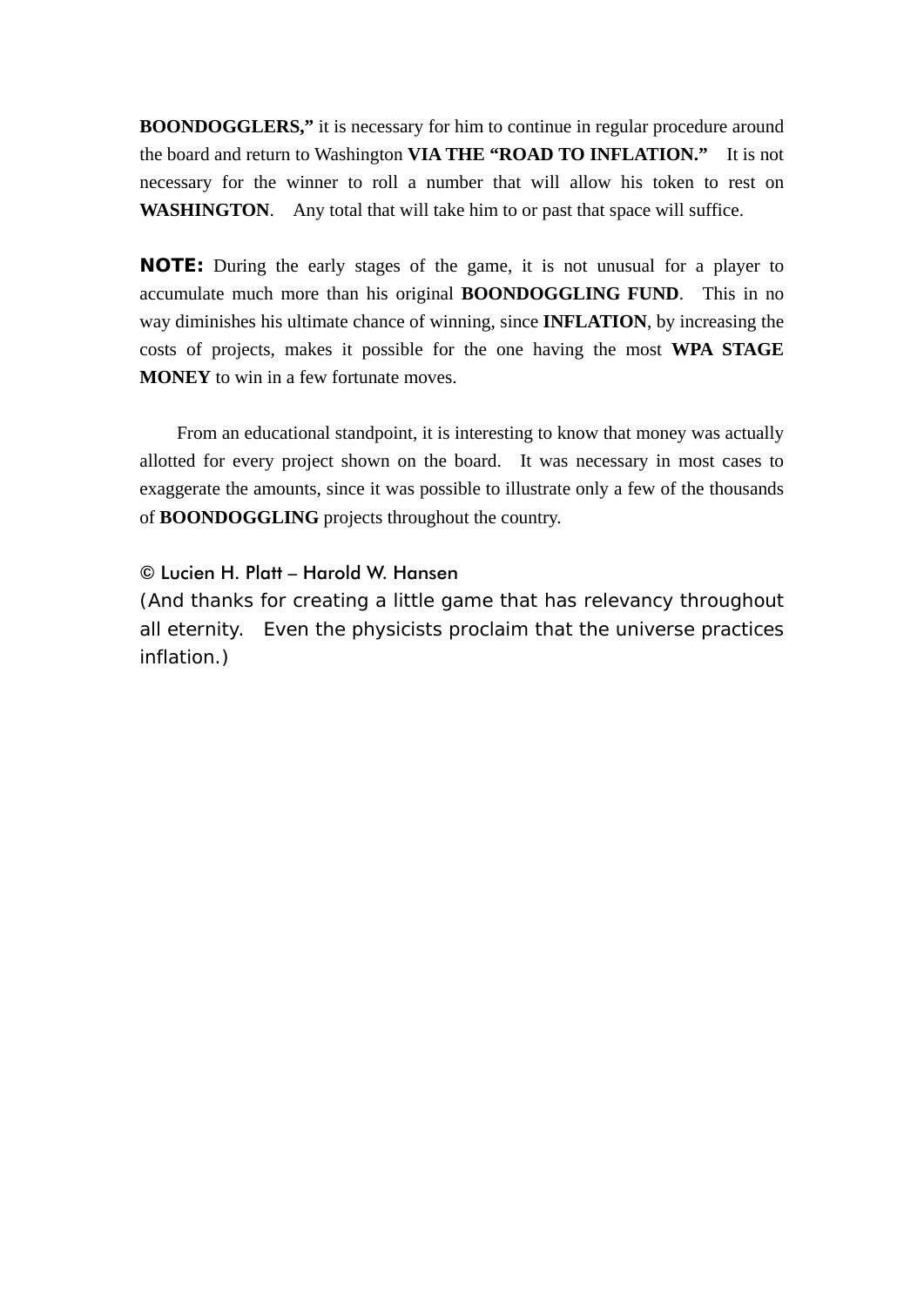**BOONDOGGLERS,"** it is necessary for him to continue in regular procedure around the board and return to Washington **VIA THE "ROAD TO INFLATION."** It is not necessary for the winner to roll a number that will allow his token to rest on **WASHINGTON**. Any total that will take him to or past that space will suffice.

**NOTE:** During the early stages of the game, it is not unusual for a player to accumulate much more than his original **BOONDOGGLING FUND**. This in no way diminishes his ultimate chance of winning, since **INFLATION**, by increasing the costs of projects, makes it possible for the one having the most **WPA STAGE MONEY** to win in a few fortunate moves.

From an educational standpoint, it is interesting to know that money was actually allotted for every project shown on the board. It was necessary in most cases to exaggerate the amounts, since it was possible to illustrate only a few of the thousands of **BOONDOGGLING** projects throughout the country.

© Lucien H. Platt – Harold W. Hansen

(And thanks for creating a little game that has relevancy throughout all eternity. Even the physicists proclaim that the universe practices inflation.)